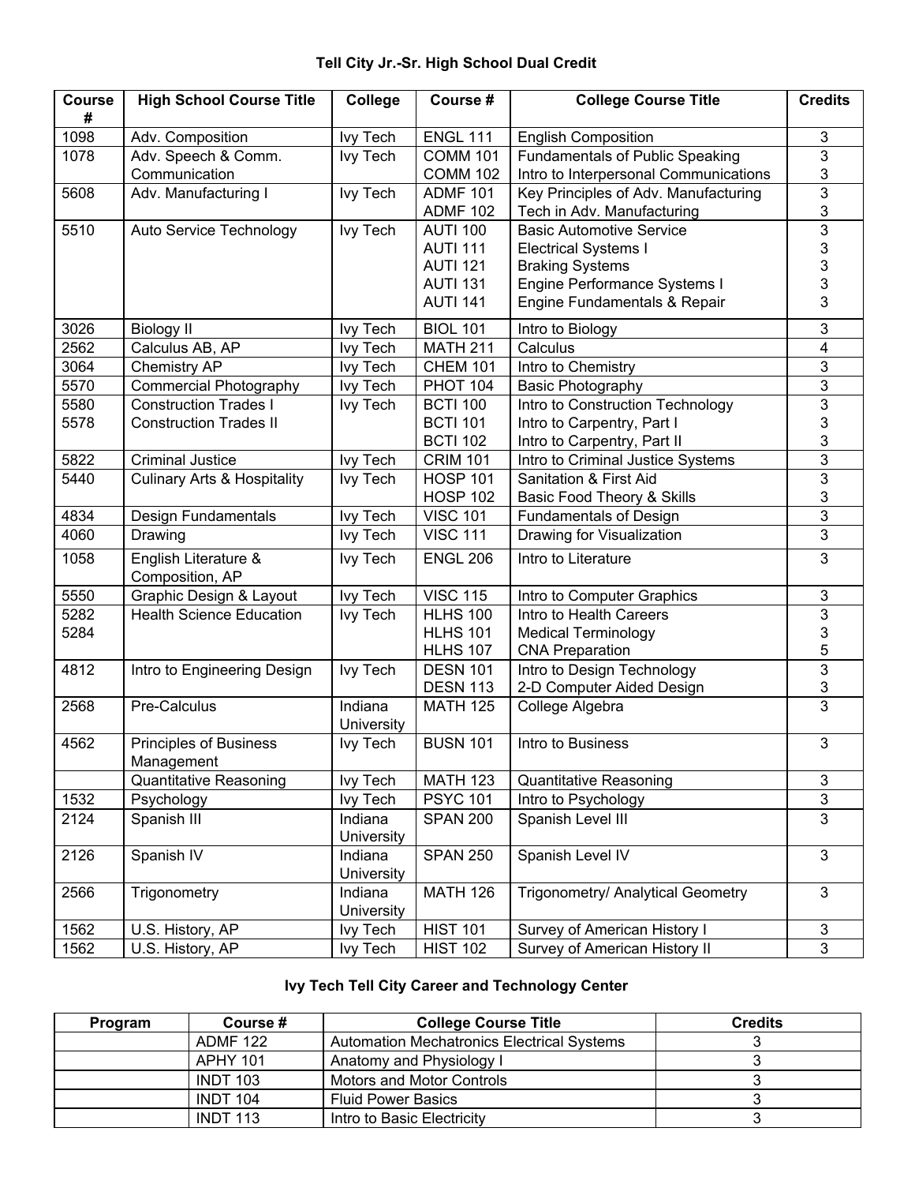## Tell City Jr.-Sr. High School Dual Credit

| Course # | High School Course Title | College | Course # | College Course Title | Credits |
|---|---|---|---|---|---|
| 1098 | Adv. Composition | Ivy Tech | ENGL 111 | English Composition | 3 |
| 1078 | Adv. Speech & Comm. Communication | Ivy Tech | COMM 101<br>COMM 102 | Fundamentals of Public Speaking<br>Intro to Interpersonal Communications | 3<br>3 |
| 5608 | Adv. Manufacturing I | Ivy Tech | ADMF 101<br>ADMF 102 | Key Principles of Adv. Manufacturing<br>Tech in Adv. Manufacturing | 3<br>3 |
| 5510 | Auto Service Technology | Ivy Tech | AUTI 100<br>AUTI 111<br>AUTI 121<br>AUTI 131<br>AUTI 141 | Basic Automotive Service<br>Electrical Systems I<br>Braking Systems<br>Engine Performance Systems I<br>Engine Fundamentals & Repair | 3<br>3<br>3<br>3<br>3 |
| 3026 | Biology II | Ivy Tech | BIOL 101 | Intro to Biology | 3 |
| 2562 | Calculus AB, AP | Ivy Tech | MATH 211 | Calculus | 4 |
| 3064 | Chemistry AP | Ivy Tech | CHEM 101 | Intro to Chemistry | 3 |
| 5570 | Commercial Photography | Ivy Tech | PHOT 104 | Basic Photography | 3 |
| 5580<br>5578 | Construction Trades I<br>Construction Trades II | Ivy Tech | BCTI 100<br>BCTI 101<br>BCTI 102 | Intro to Construction Technology<br>Intro to Carpentry, Part I<br>Intro to Carpentry, Part II | 3<br>3<br>3 |
| 5822 | Criminal Justice | Ivy Tech | CRIM 101 | Intro to Criminal Justice Systems | 3 |
| 5440 | Culinary Arts & Hospitality | Ivy Tech | HOSP 101<br>HOSP 102 | Sanitation & First Aid<br>Basic Food Theory & Skills | 3<br>3 |
| 4834 | Design Fundamentals | Ivy Tech | VISC 101 | Fundamentals of Design | 3 |
| 4060 | Drawing | Ivy Tech | VISC 111 | Drawing for Visualization | 3 |
| 1058 | English Literature & Composition, AP | Ivy Tech | ENGL 206 | Intro to Literature | 3 |
| 5550 | Graphic Design & Layout | Ivy Tech | VISC 115 | Intro to Computer Graphics | 3 |
| 5282<br>5284 | Health Science Education | Ivy Tech | HLHS 100<br>HLHS 101<br>HLHS 107 | Intro to Health Careers<br>Medical Terminology<br>CNA Preparation | 3<br>3<br>5 |
| 4812 | Intro to Engineering Design | Ivy Tech | DESN 101<br>DESN 113 | Intro to Design Technology<br>2-D Computer Aided Design | 3<br>3 |
| 2568 | Pre-Calculus | Indiana University | MATH 125 | College Algebra | 3 |
| 4562 | Principles of Business Management | Ivy Tech | BUSN 101 | Intro to Business | 3 |
| | Quantitative Reasoning | Ivy Tech | MATH 123 | Quantitative Reasoning | 3 |
| 1532 | Psychology | Ivy Tech | PSYC 101 | Intro to Psychology | 3 |
| 2124 | Spanish III | Indiana University | SPAN 200 | Spanish Level III | 3 |
| 2126 | Spanish IV | Indiana University | SPAN 250 | Spanish Level IV | 3 |
| 2566 | Trigonometry | Indiana University | MATH 126 | Trigonometry/ Analytical Geometry | 3 |
| 1562 | U.S. History, AP | Ivy Tech | HIST 101 | Survey of American History I | 3 |
| 1562 | U.S. History, AP | Ivy Tech | HIST 102 | Survey of American History II | 3 |

## Ivy Tech Tell City Career and Technology Center

| Program | Course # | College Course Title | Credits |
|---|---|---|---|
| | ADMF 122 | Automation Mechatronics Electrical Systems | 3 |
| | APHY 101 | Anatomy and Physiology I | 3 |
| | INDT 103 | Motors and Motor Controls | 3 |
| | INDT 104 | Fluid Power Basics | 3 |
| | INDT 113 | Intro to Basic Electricity | 3 |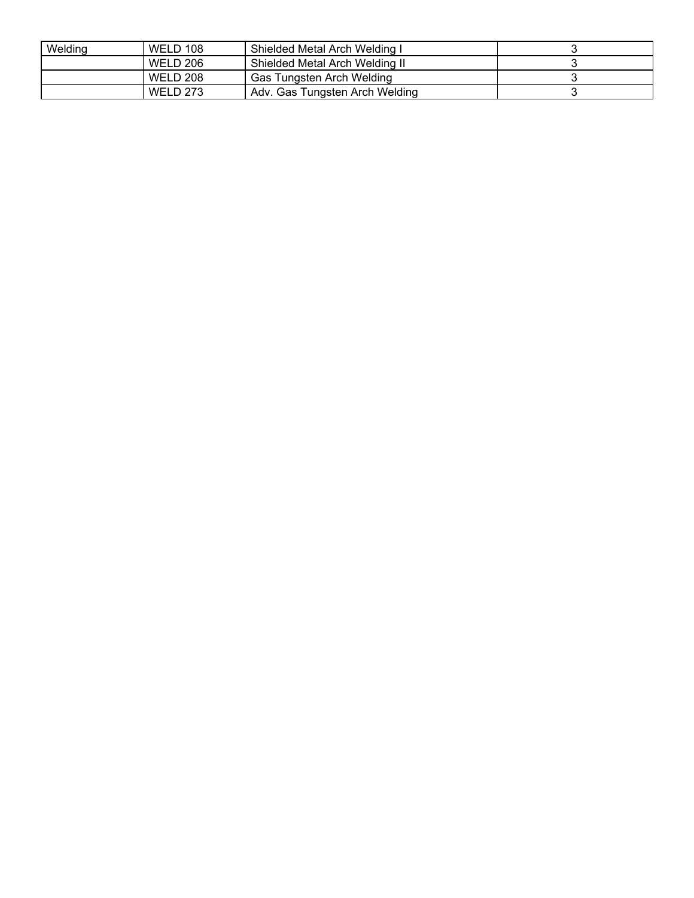| | | | |
|---|---|---|---|
| Welding | WELD 108 | Shielded Metal Arch Welding I | 3 |
| | WELD 206 | Shielded Metal Arch Welding II | 3 |
| | WELD 208 | Gas Tungsten Arch Welding | 3 |
| | WELD 273 | Adv. Gas Tungsten Arch Welding | 3 |